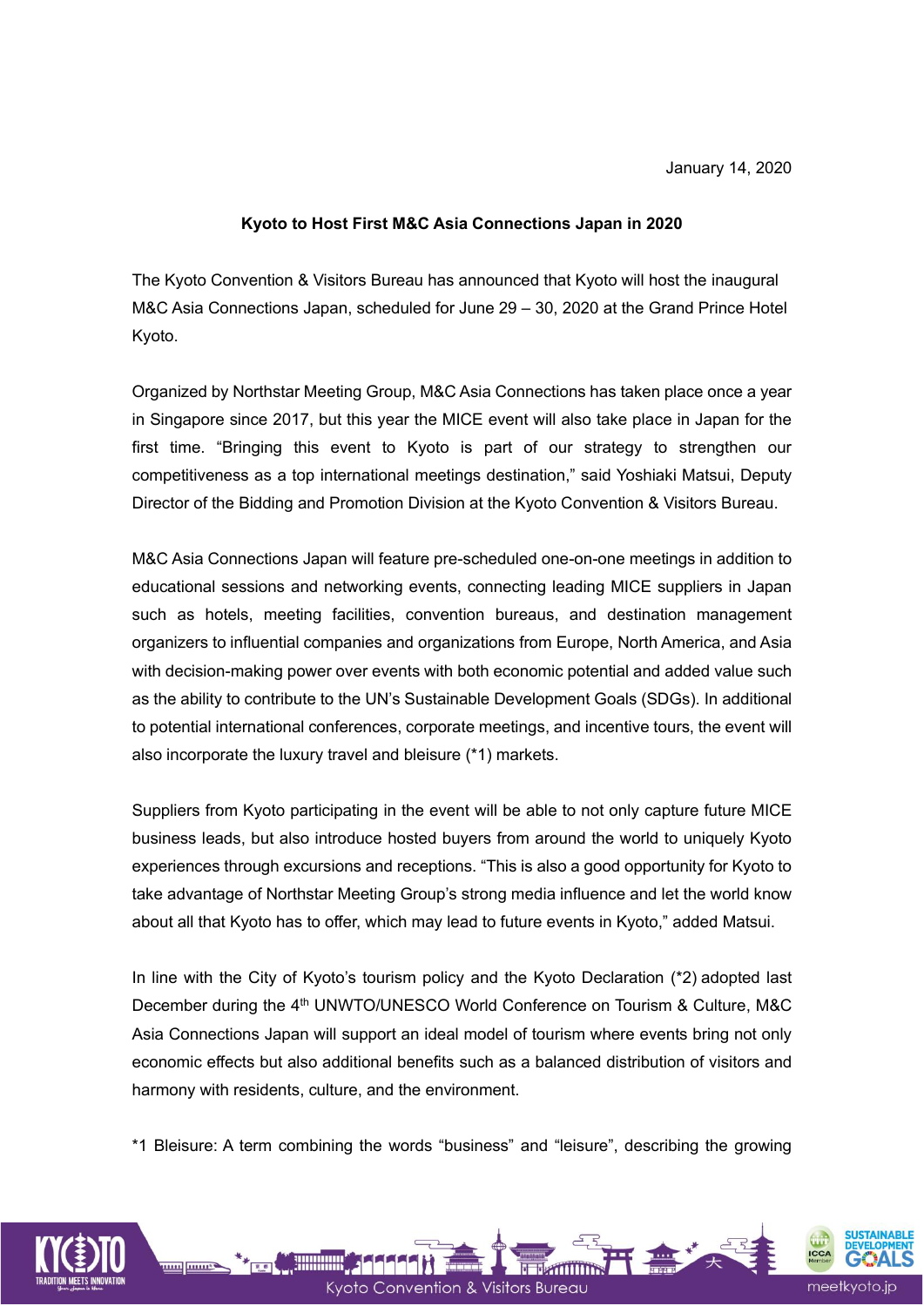January 14, 2020

**Kyoto to Host First M&C Asia Connections Japan in 2020**

The Kyoto Convention & Visitors Bureau has announced that Kyoto will host the inaugural M&C Asia Connections Japan, scheduled for June 29 – 30, 2020 at the Grand Prince Hotel Kyoto.

Organized by Northstar Meeting Group, M&C Asia Connections has taken place once a year in Singapore since 2017, but this year the MICE event will also take place in Japan for the first time. “Bringing this event to Kyoto is part of our strategy to strengthen our competitiveness as a top international meetings destination,” said Yoshiaki Matsui, Deputy Director of the Bidding and Promotion Division at the Kyoto Convention & Visitors Bureau.

M&C Asia Connections Japan will feature pre-scheduled one-on-one meetings in addition to educational sessions and networking events, connecting leading MICE suppliers in Japan such as hotels, meeting facilities, convention bureaus, and destination management organizers to influential companies and organizations from Europe, North America, and Asia with decision-making power over events with both economic potential and added value such as the ability to contribute to the UN’s Sustainable Development Goals (SDGs). In additional to potential international conferences, corporate meetings, and incentive tours, the event will also incorporate the luxury travel and bleisure (*1) markets.

Suppliers from Kyoto participating in the event will be able to not only capture future MICE business leads, but also introduce hosted buyers from around the world to uniquely Kyoto experiences through excursions and receptions. “This is also a good opportunity for Kyoto to take advantage of Northstar Meeting Group’s strong media influence and let the world know about all that Kyoto has to offer, which may lead to future events in Kyoto,” added Matsui.

In line with the City of Kyoto’s tourism policy and the Kyoto Declaration (*2) adopted last December during the 4th UNWTO/UNESCO World Conference on Tourism & Culture, M&C Asia Connections Japan will support an ideal model of tourism where events bring not only economic effects but also additional benefits such as a balanced distribution of visitors and harmony with residents, culture, and the environment.

*1 Bleisure: A term combining the words “business” and “leisure”, describing the growing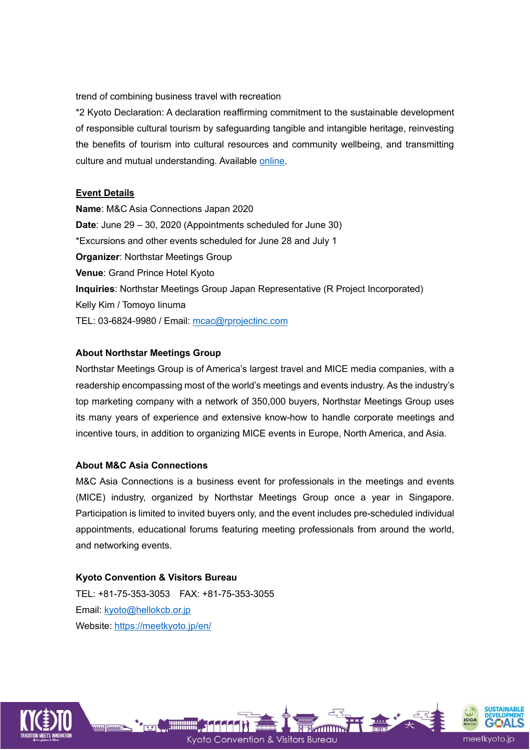trend of combining business travel with recreation

*2 Kyoto Declaration: A declaration reaffirming commitment to the sustainable development of responsible cultural tourism by safeguarding tangible and intangible heritage, reinvesting the benefits of tourism into cultural resources and community wellbeing, and transmitting culture and mutual understanding. Available online.

**Event Details**

**Name**: M&C Asia Connections Japan 2020
**Date**: June 29 – 30, 2020 (Appointments scheduled for June 30)
*Excursions and other events scheduled for June 28 and July 1
**Organizer**: Northstar Meetings Group
**Venue**: Grand Prince Hotel Kyoto
**Inquiries**: Northstar Meetings Group Japan Representative (R Project Incorporated)
Kelly Kim / Tomoyo Iinuma
TEL: 03-6824-9980 / Email: mcac@rprojectinc.com

**About Northstar Meetings Group**

Northstar Meetings Group is of America's largest travel and MICE media companies, with a readership encompassing most of the world's meetings and events industry. As the industry's top marketing company with a network of 350,000 buyers, Northstar Meetings Group uses its many years of experience and extensive know-how to handle corporate meetings and incentive tours, in addition to organizing MICE events in Europe, North America, and Asia.

**About M&C Asia Connections**

M&C Asia Connections is a business event for professionals in the meetings and events (MICE) industry, organized by Northstar Meetings Group once a year in Singapore. Participation is limited to invited buyers only, and the event includes pre-scheduled individual appointments, educational forums featuring meeting professionals from around the world, and networking events.

**Kyoto Convention & Visitors Bureau**

TEL: +81-75-353-3053　FAX: +81-75-353-3055
Email: kyoto@hellokcb.or.jp
Website: https://meetkyoto.jp/en/